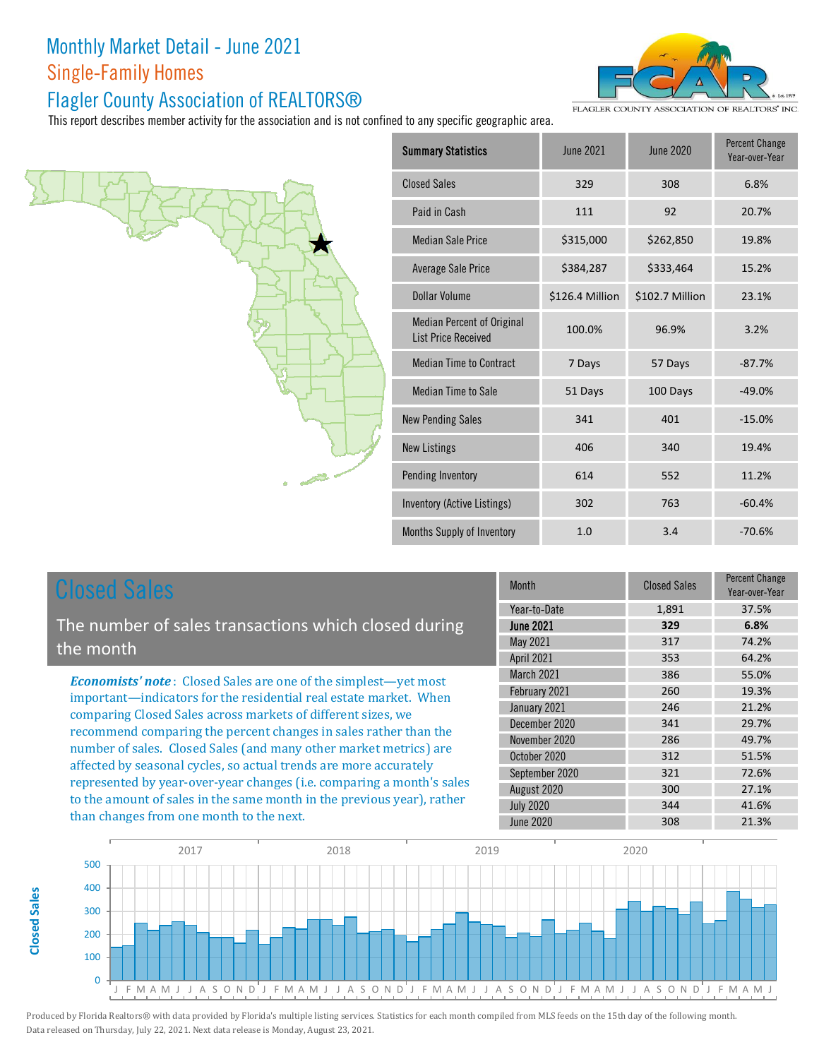# Monthly Market Detail - June 2021

## Single-Family Homes

## Flagler County Association of REALTORS®

This report describes member activity for the association and is not confined to any specific geographic area.

| Summary Statistics | June 2021 | June 2020 | Percent Change Year-over-Year |
|---|---|---|---|
| Closed Sales | 329 | 308 | 6.8% |
| Paid in Cash | 111 | 92 | 20.7% |
| Median Sale Price | $315,000 | $262,850 | 19.8% |
| Average Sale Price | $384,287 | $333,464 | 15.2% |
| Dollar Volume | $126.4 Million | $102.7 Million | 23.1% |
| Median Percent of Original List Price Received | 100.0% | 96.9% | 3.2% |
| Median Time to Contract | 7 Days | 57 Days | -87.7% |
| Median Time to Sale | 51 Days | 100 Days | -49.0% |
| New Pending Sales | 341 | 401 | -15.0% |
| New Listings | 406 | 340 | 19.4% |
| Pending Inventory | 614 | 552 | 11.2% |
| Inventory (Active Listings) | 302 | 763 | -60.4% |
| Months Supply of Inventory | 1.0 | 3.4 | -70.6% |

## Closed Sales

The number of sales transactions which closed during the month

***Economists' note***: Closed Sales are one of the simplest—yet most important—indicators for the residential real estate market. When comparing Closed Sales across markets of different sizes, we recommend comparing the percent changes in sales rather than the number of sales. Closed Sales (and many other market metrics) are affected by seasonal cycles, so actual trends are more accurately represented by year-over-year changes (i.e. comparing a month's sales to the amount of sales in the same month in the previous year), rather than changes from one month to the next.

| Month | Closed Sales | Percent Change Year-over-Year |
|---|---|---|
| Year-to-Date | 1,891 | 37.5% |
| **June 2021** | **329** | **6.8%** |
| May 2021 | 317 | 74.2% |
| April 2021 | 353 | 64.2% |
| March 2021 | 386 | 55.0% |
| February 2021 | 260 | 19.3% |
| January 2021 | 246 | 21.2% |
| December 2020 | 341 | 29.7% |
| November 2020 | 286 | 49.7% |
| October 2020 | 312 | 51.5% |
| September 2020 | 321 | 72.6% |
| August 2020 | 300 | 27.1% |
| July 2020 | 344 | 41.6% |
| June 2020 | 308 | 21.3% |

Produced by Florida Realtors® with data provided by Florida's multiple listing services. Statistics for each month compiled from MLS feeds on the 15th day of the following month. Data released on Thursday, July 22, 2021. Next data release is Monday, August 23, 2021.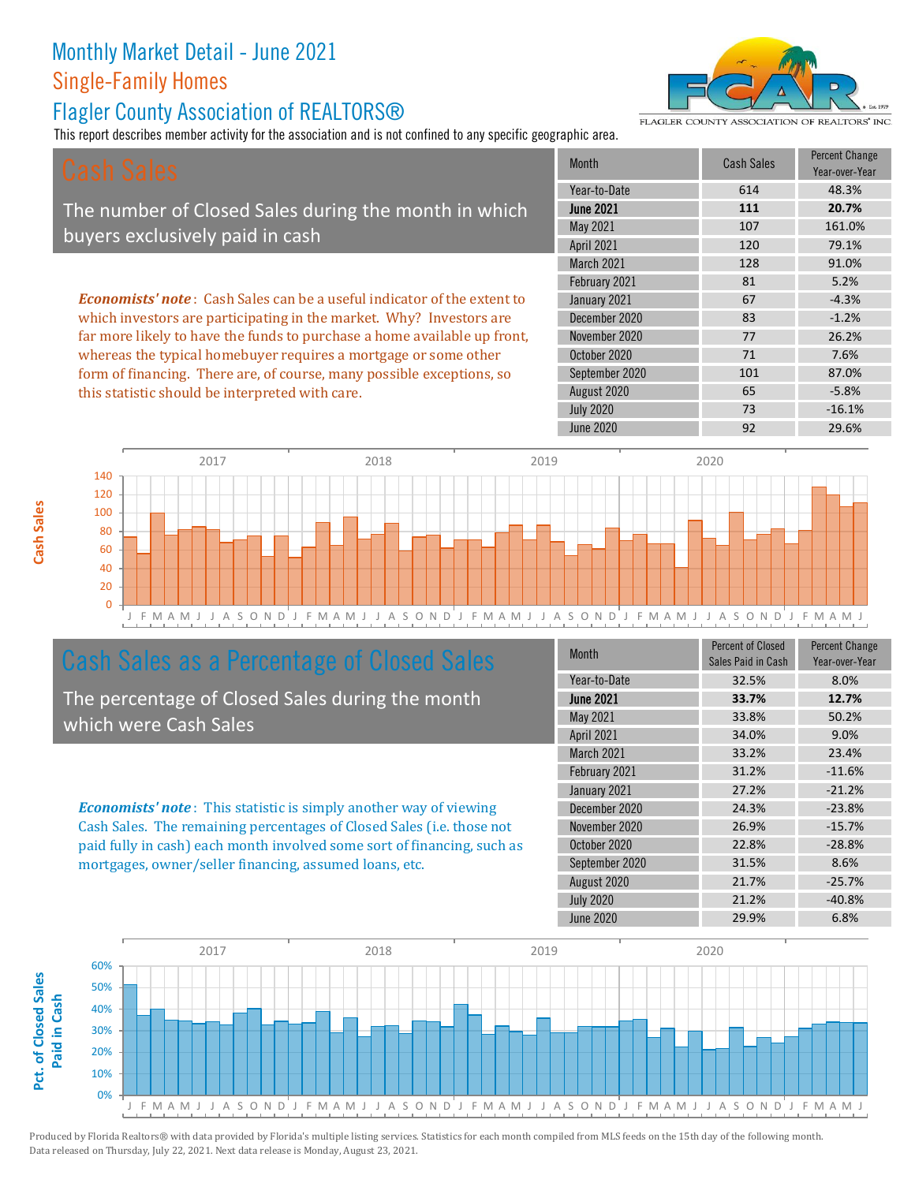# Monthly Market Detail - June 2021

## Single-Family Homes

## Flagler County Association of REALTORS®

This report describes member activity for the association and is not confined to any specific geographic area.

## Cash Sales

The number of Closed Sales during the month in which buyers exclusively paid in cash

***Economists' note***: Cash Sales can be a useful indicator of the extent to which investors are participating in the market. Why? Investors are far more likely to have the funds to purchase a home available up front, whereas the typical homebuyer requires a mortgage or some other form of financing. There are, of course, many possible exceptions, so this statistic should be interpreted with care.

| Month | Cash Sales | Percent Change Year-over-Year |
|---|---|---|
| Year-to-Date | 614 | 48.3% |
| **June 2021** | **111** | **20.7%** |
| May 2021 | 107 | 161.0% |
| April 2021 | 120 | 79.1% |
| March 2021 | 128 | 91.0% |
| February 2021 | 81 | 5.2% |
| January 2021 | 67 | -4.3% |
| December 2020 | 83 | -1.2% |
| November 2020 | 77 | 26.2% |
| October 2020 | 71 | 7.6% |
| September 2020 | 101 | 87.0% |
| August 2020 | 65 | -5.8% |
| July 2020 | 73 | -16.1% |
| June 2020 | 92 | 29.6% |

## Cash Sales as a Percentage of Closed Sales

The percentage of Closed Sales during the month which were Cash Sales

***Economists' note***: This statistic is simply another way of viewing Cash Sales. The remaining percentages of Closed Sales (i.e. those not paid fully in cash) each month involved some sort of financing, such as mortgages, owner/seller financing, assumed loans, etc.

| Month | Percent of Closed Sales Paid in Cash | Percent Change Year-over-Year |
|---|---|---|
| Year-to-Date | 32.5% | 8.0% |
| **June 2021** | **33.7%** | **12.7%** |
| May 2021 | 33.8% | 50.2% |
| April 2021 | 34.0% | 9.0% |
| March 2021 | 33.2% | 23.4% |
| February 2021 | 31.2% | -11.6% |
| January 2021 | 27.2% | -21.2% |
| December 2020 | 24.3% | -23.8% |
| November 2020 | 26.9% | -15.7% |
| October 2020 | 22.8% | -28.8% |
| September 2020 | 31.5% | 8.6% |
| August 2020 | 21.7% | -25.7% |
| July 2020 | 21.2% | -40.8% |
| June 2020 | 29.9% | 6.8% |

Produced by Florida Realtors® with data provided by Florida's multiple listing services. Statistics for each month compiled from MLS feeds on the 15th day of the following month. Data released on Thursday, July 22, 2021. Next data release is Monday, August 23, 2021.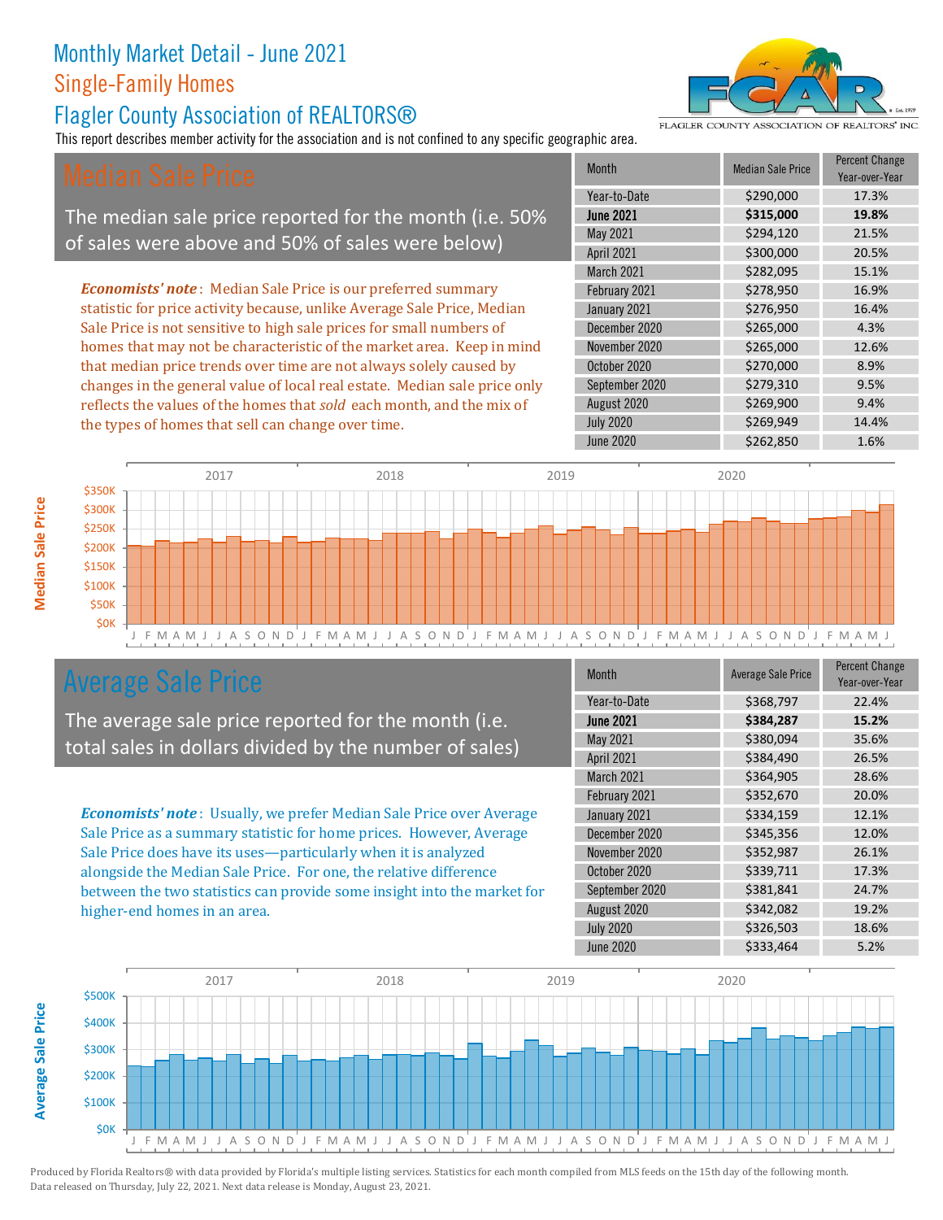# Monthly Market Detail - June 2021

## Single-Family Homes

## Flagler County Association of REALTORS®

This report describes member activity for the association and is not confined to any specific geographic area.

## Median Sale Price

The median sale price reported for the month (i.e. 50% of sales were above and 50% of sales were below)

***Economists' note***: Median Sale Price is our preferred summary statistic for price activity because, unlike Average Sale Price, Median Sale Price is not sensitive to high sale prices for small numbers of homes that may not be characteristic of the market area. Keep in mind that median price trends over time are not always solely caused by changes in the general value of local real estate. Median sale price only reflects the values of the homes that *sold* each month, and the mix of the types of homes that sell can change over time.

| Month | Median Sale Price | Percent Change Year-over-Year |
|---|---|---|
| Year-to-Date | $290,000 | 17.3% |
| **June 2021** | **$315,000** | **19.8%** |
| May 2021 | $294,120 | 21.5% |
| April 2021 | $300,000 | 20.5% |
| March 2021 | $282,095 | 15.1% |
| February 2021 | $278,950 | 16.9% |
| January 2021 | $276,950 | 16.4% |
| December 2020 | $265,000 | 4.3% |
| November 2020 | $265,000 | 12.6% |
| October 2020 | $270,000 | 8.9% |
| September 2020 | $279,310 | 9.5% |
| August 2020 | $269,900 | 9.4% |
| July 2020 | $269,949 | 14.4% |
| June 2020 | $262,850 | 1.6% |

## Average Sale Price

The average sale price reported for the month (i.e. total sales in dollars divided by the number of sales)

***Economists' note***: Usually, we prefer Median Sale Price over Average Sale Price as a summary statistic for home prices. However, Average Sale Price does have its uses—particularly when it is analyzed alongside the Median Sale Price. For one, the relative difference between the two statistics can provide some insight into the market for higher-end homes in an area.

| Month | Average Sale Price | Percent Change Year-over-Year |
|---|---|---|
| Year-to-Date | $368,797 | 22.4% |
| **June 2021** | **$384,287** | **15.2%** |
| May 2021 | $380,094 | 35.6% |
| April 2021 | $384,490 | 26.5% |
| March 2021 | $364,905 | 28.6% |
| February 2021 | $352,670 | 20.0% |
| January 2021 | $334,159 | 12.1% |
| December 2020 | $345,356 | 12.0% |
| November 2020 | $352,987 | 26.1% |
| October 2020 | $339,711 | 17.3% |
| September 2020 | $381,841 | 24.7% |
| August 2020 | $342,082 | 19.2% |
| July 2020 | $326,503 | 18.6% |
| June 2020 | $333,464 | 5.2% |

Produced by Florida Realtors® with data provided by Florida's multiple listing services. Statistics for each month compiled from MLS feeds on the 15th day of the following month. Data released on Thursday, July 22, 2021. Next data release is Monday, August 23, 2021.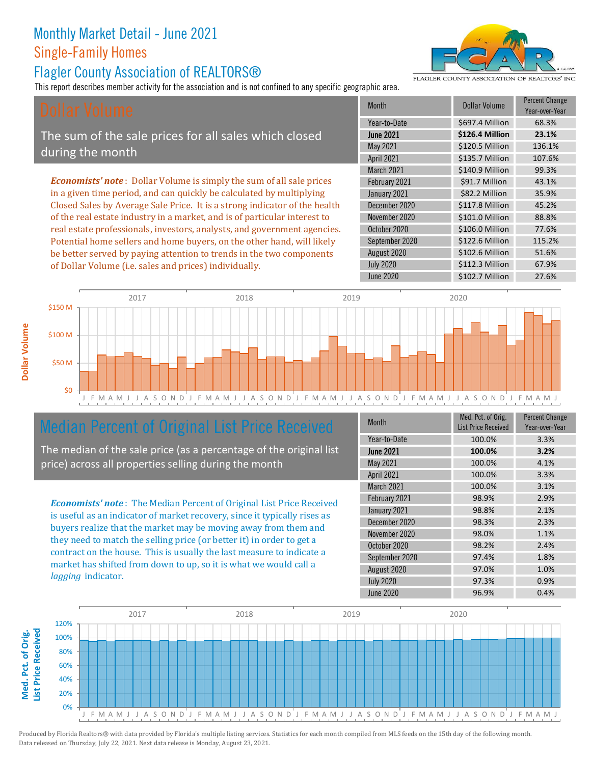# Monthly Market Detail - June 2021

## Single-Family Homes

## Flagler County Association of REALTORS®

This report describes member activity for the association and is not confined to any specific geographic area.

## Dollar Volume

The sum of the sale prices for all sales which closed during the month

***Economists' note***: Dollar Volume is simply the sum of all sale prices in a given time period, and can quickly be calculated by multiplying Closed Sales by Average Sale Price. It is a strong indicator of the health of the real estate industry in a market, and is of particular interest to real estate professionals, investors, analysts, and government agencies. Potential home sellers and home buyers, on the other hand, will likely be better served by paying attention to trends in the two components of Dollar Volume (i.e. sales and prices) individually.

| Month | Dollar Volume | Percent Change Year-over-Year |
|---|---|---|
| Year-to-Date | $697.4 Million | 68.3% |
| **June 2021** | **$126.4 Million** | **23.1%** |
| May 2021 | $120.5 Million | 136.1% |
| April 2021 | $135.7 Million | 107.6% |
| March 2021 | $140.9 Million | 99.3% |
| February 2021 | $91.7 Million | 43.1% |
| January 2021 | $82.2 Million | 35.9% |
| December 2020 | $117.8 Million | 45.2% |
| November 2020 | $101.0 Million | 88.8% |
| October 2020 | $106.0 Million | 77.6% |
| September 2020 | $122.6 Million | 115.2% |
| August 2020 | $102.6 Million | 51.6% |
| July 2020 | $112.3 Million | 67.9% |
| June 2020 | $102.7 Million | 27.6% |

## Median Percent of Original List Price Received

The median of the sale price (as a percentage of the original list price) across all properties selling during the month

***Economists' note***: The Median Percent of Original List Price Received is useful as an indicator of market recovery, since it typically rises as buyers realize that the market may be moving away from them and they need to match the selling price (or better it) in order to get a contract on the house. This is usually the last measure to indicate a market has shifted from down to up, so it is what we would call a *lagging* indicator.

| Month | Med. Pct. of Orig. List Price Received | Percent Change Year-over-Year |
|---|---|---|
| Year-to-Date | 100.0% | 3.3% |
| **June 2021** | **100.0%** | **3.2%** |
| May 2021 | 100.0% | 4.1% |
| April 2021 | 100.0% | 3.3% |
| March 2021 | 100.0% | 3.1% |
| February 2021 | 98.9% | 2.9% |
| January 2021 | 98.8% | 2.1% |
| December 2020 | 98.3% | 2.3% |
| November 2020 | 98.0% | 1.1% |
| October 2020 | 98.2% | 2.4% |
| September 2020 | 97.4% | 1.8% |
| August 2020 | 97.0% | 1.0% |
| July 2020 | 97.3% | 0.9% |
| June 2020 | 96.9% | 0.4% |

Produced by Florida Realtors® with data provided by Florida's multiple listing services. Statistics for each month compiled from MLS feeds on the 15th day of the following month. Data released on Thursday, July 22, 2021. Next data release is Monday, August 23, 2021.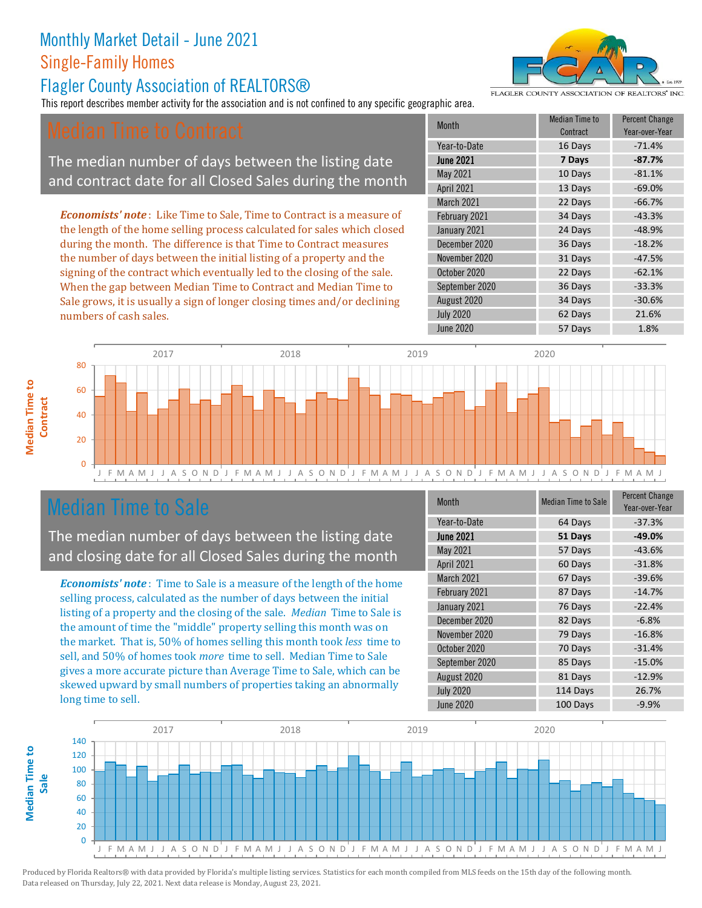# Monthly Market Detail - June 2021

## Single-Family Homes

## Flagler County Association of REALTORS®

This report describes member activity for the association and is not confined to any specific geographic area.

## Median Time to Contract

The median number of days between the listing date and contract date for all Closed Sales during the month

***Economists' note***: Like Time to Sale, Time to Contract is a measure of the length of the home selling process calculated for sales which closed during the month. The difference is that Time to Contract measures the number of days between the initial listing of a property and the signing of the contract which eventually led to the closing of the sale. When the gap between Median Time to Contract and Median Time to Sale grows, it is usually a sign of longer closing times and/or declining numbers of cash sales.

| Month | Median Time to Contract | Percent Change Year-over-Year |
|---|---|---|
| Year-to-Date | 16 Days | -71.4% |
| **June 2021** | **7 Days** | **-87.7%** |
| May 2021 | 10 Days | -81.1% |
| April 2021 | 13 Days | -69.0% |
| March 2021 | 22 Days | -66.7% |
| February 2021 | 34 Days | -43.3% |
| January 2021 | 24 Days | -48.9% |
| December 2020 | 36 Days | -18.2% |
| November 2020 | 31 Days | -47.5% |
| October 2020 | 22 Days | -62.1% |
| September 2020 | 36 Days | -33.3% |
| August 2020 | 34 Days | -30.6% |
| July 2020 | 62 Days | 21.6% |
| June 2020 | 57 Days | 1.8% |

## Median Time to Sale

The median number of days between the listing date and closing date for all Closed Sales during the month

***Economists' note***: Time to Sale is a measure of the length of the home selling process, calculated as the number of days between the initial listing of a property and the closing of the sale. *Median* Time to Sale is the amount of time the "middle" property selling this month was on the market. That is, 50% of homes selling this month took *less* time to sell, and 50% of homes took *more* time to sell. Median Time to Sale gives a more accurate picture than Average Time to Sale, which can be skewed upward by small numbers of properties taking an abnormally long time to sell.

| Month | Median Time to Sale | Percent Change Year-over-Year |
|---|---|---|
| Year-to-Date | 64 Days | -37.3% |
| **June 2021** | **51 Days** | **-49.0%** |
| May 2021 | 57 Days | -43.6% |
| April 2021 | 60 Days | -31.8% |
| March 2021 | 67 Days | -39.6% |
| February 2021 | 87 Days | -14.7% |
| January 2021 | 76 Days | -22.4% |
| December 2020 | 82 Days | -6.8% |
| November 2020 | 79 Days | -16.8% |
| October 2020 | 70 Days | -31.4% |
| September 2020 | 85 Days | -15.0% |
| August 2020 | 81 Days | -12.9% |
| July 2020 | 114 Days | 26.7% |
| June 2020 | 100 Days | -9.9% |

Produced by Florida Realtors® with data provided by Florida's multiple listing services. Statistics for each month compiled from MLS feeds on the 15th day of the following month. Data released on Thursday, July 22, 2021. Next data release is Monday, August 23, 2021.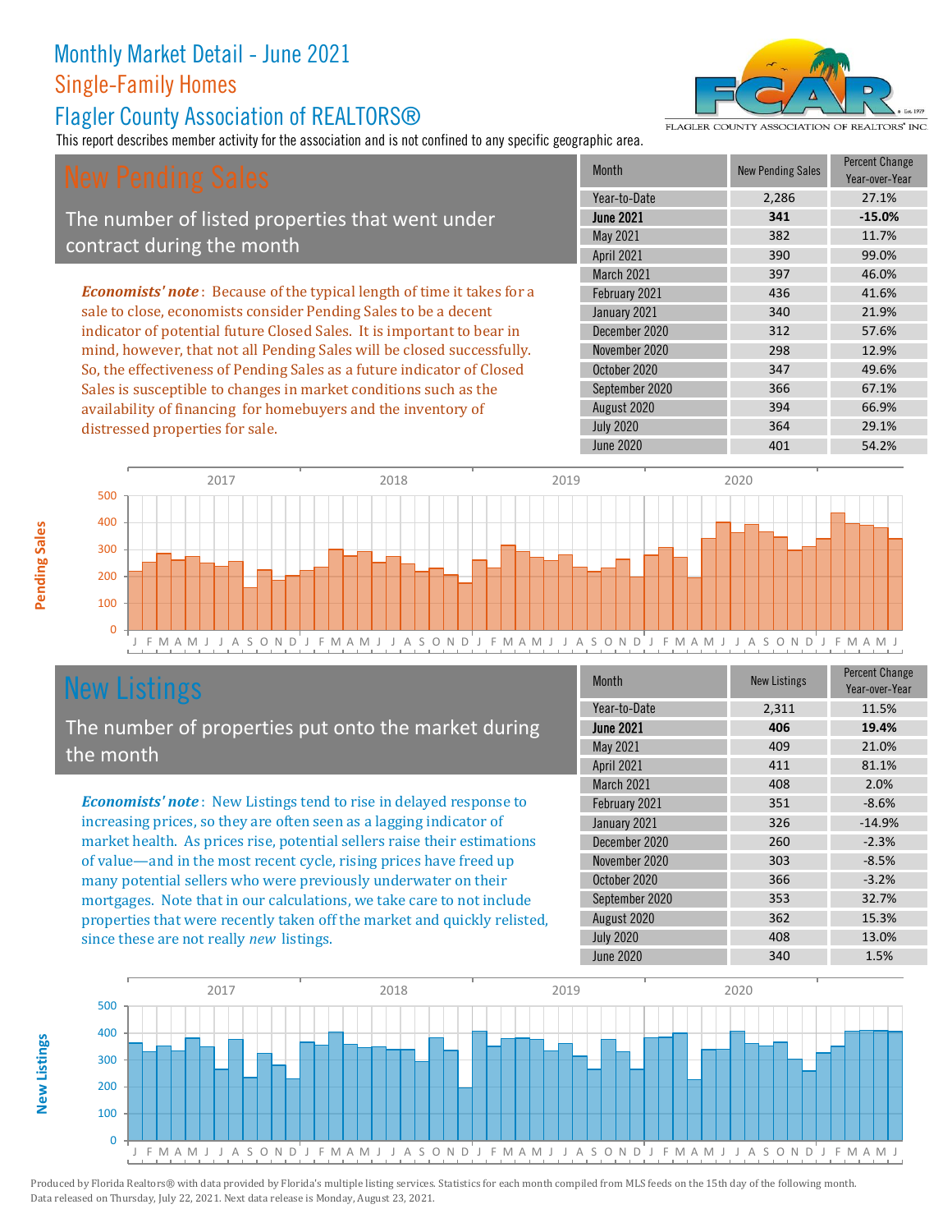# Monthly Market Detail - June 2021

## Single-Family Homes

## Flagler County Association of REALTORS®

This report describes member activity for the association and is not confined to any specific geographic area.

## New Pending Sales

The number of listed properties that went under contract during the month

***Economists' note***: Because of the typical length of time it takes for a sale to close, economists consider Pending Sales to be a decent indicator of potential future Closed Sales. It is important to bear in mind, however, that not all Pending Sales will be closed successfully. So, the effectiveness of Pending Sales as a future indicator of Closed Sales is susceptible to changes in market conditions such as the availability of financing for homebuyers and the inventory of distressed properties for sale.

| Month | New Pending Sales | Percent Change Year-over-Year |
|---|---|---|
| Year-to-Date | 2,286 | 27.1% |
| **June 2021** | **341** | **-15.0%** |
| May 2021 | 382 | 11.7% |
| April 2021 | 390 | 99.0% |
| March 2021 | 397 | 46.0% |
| February 2021 | 436 | 41.6% |
| January 2021 | 340 | 21.9% |
| December 2020 | 312 | 57.6% |
| November 2020 | 298 | 12.9% |
| October 2020 | 347 | 49.6% |
| September 2020 | 366 | 67.1% |
| August 2020 | 394 | 66.9% |
| July 2020 | 364 | 29.1% |
| June 2020 | 401 | 54.2% |

## New Listings

The number of properties put onto the market during the month

***Economists' note***: New Listings tend to rise in delayed response to increasing prices, so they are often seen as a lagging indicator of market health. As prices rise, potential sellers raise their estimations of value—and in the most recent cycle, rising prices have freed up many potential sellers who were previously underwater on their mortgages. Note that in our calculations, we take care to not include properties that were recently taken off the market and quickly relisted, since these are not really *new* listings.

| Month | New Listings | Percent Change Year-over-Year |
|---|---|---|
| Year-to-Date | 2,311 | 11.5% |
| **June 2021** | **406** | **19.4%** |
| May 2021 | 409 | 21.0% |
| April 2021 | 411 | 81.1% |
| March 2021 | 408 | 2.0% |
| February 2021 | 351 | -8.6% |
| January 2021 | 326 | -14.9% |
| December 2020 | 260 | -2.3% |
| November 2020 | 303 | -8.5% |
| October 2020 | 366 | -3.2% |
| September 2020 | 353 | 32.7% |
| August 2020 | 362 | 15.3% |
| July 2020 | 408 | 13.0% |
| June 2020 | 340 | 1.5% |

Produced by Florida Realtors® with data provided by Florida's multiple listing services. Statistics for each month compiled from MLS feeds on the 15th day of the following month. Data released on Thursday, July 22, 2021. Next data release is Monday, August 23, 2021.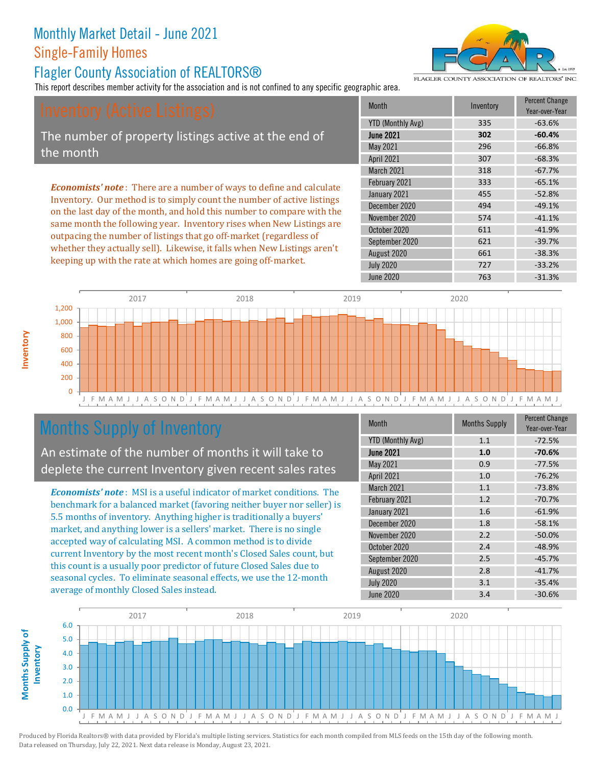# Monthly Market Detail - June 2021

## Single-Family Homes

## Flagler County Association of REALTORS®

This report describes member activity for the association and is not confined to any specific geographic area.

## Inventory (Active Listings)

The number of property listings active at the end of the month

***Economists' note***: There are a number of ways to define and calculate Inventory. Our method is to simply count the number of active listings on the last day of the month, and hold this number to compare with the same month the following year. Inventory rises when New Listings are outpacing the number of listings that go off-market (regardless of whether they actually sell). Likewise, it falls when New Listings aren't keeping up with the rate at which homes are going off-market.

| Month | Inventory | Percent Change Year-over-Year |
|---|---|---|
| YTD (Monthly Avg) | 335 | -63.6% |
| **June 2021** | **302** | **-60.4%** |
| May 2021 | 296 | -66.8% |
| April 2021 | 307 | -68.3% |
| March 2021 | 318 | -67.7% |
| February 2021 | 333 | -65.1% |
| January 2021 | 455 | -52.8% |
| December 2020 | 494 | -49.1% |
| November 2020 | 574 | -41.1% |
| October 2020 | 611 | -41.9% |
| September 2020 | 621 | -39.7% |
| August 2020 | 661 | -38.3% |
| July 2020 | 727 | -33.2% |
| June 2020 | 763 | -31.3% |

## Months Supply of Inventory

An estimate of the number of months it will take to deplete the current Inventory given recent sales rates

***Economists' note***: MSI is a useful indicator of market conditions. The benchmark for a balanced market (favoring neither buyer nor seller) is 5.5 months of inventory. Anything higher is traditionally a buyers' market, and anything lower is a sellers' market. There is no single accepted way of calculating MSI. A common method is to divide current Inventory by the most recent month's Closed Sales count, but this count is a usually poor predictor of future Closed Sales due to seasonal cycles. To eliminate seasonal effects, we use the 12-month average of monthly Closed Sales instead.

| Month | Months Supply | Percent Change Year-over-Year |
|---|---|---|
| YTD (Monthly Avg) | 1.1 | -72.5% |
| **June 2021** | **1.0** | **-70.6%** |
| May 2021 | 0.9 | -77.5% |
| April 2021 | 1.0 | -76.2% |
| March 2021 | 1.1 | -73.8% |
| February 2021 | 1.2 | -70.7% |
| January 2021 | 1.6 | -61.9% |
| December 2020 | 1.8 | -58.1% |
| November 2020 | 2.2 | -50.0% |
| October 2020 | 2.4 | -48.9% |
| September 2020 | 2.5 | -45.7% |
| August 2020 | 2.8 | -41.7% |
| July 2020 | 3.1 | -35.4% |
| June 2020 | 3.4 | -30.6% |

Produced by Florida Realtors® with data provided by Florida's multiple listing services. Statistics for each month compiled from MLS feeds on the 15th day of the following month. Data released on Thursday, July 22, 2021. Next data release is Monday, August 23, 2021.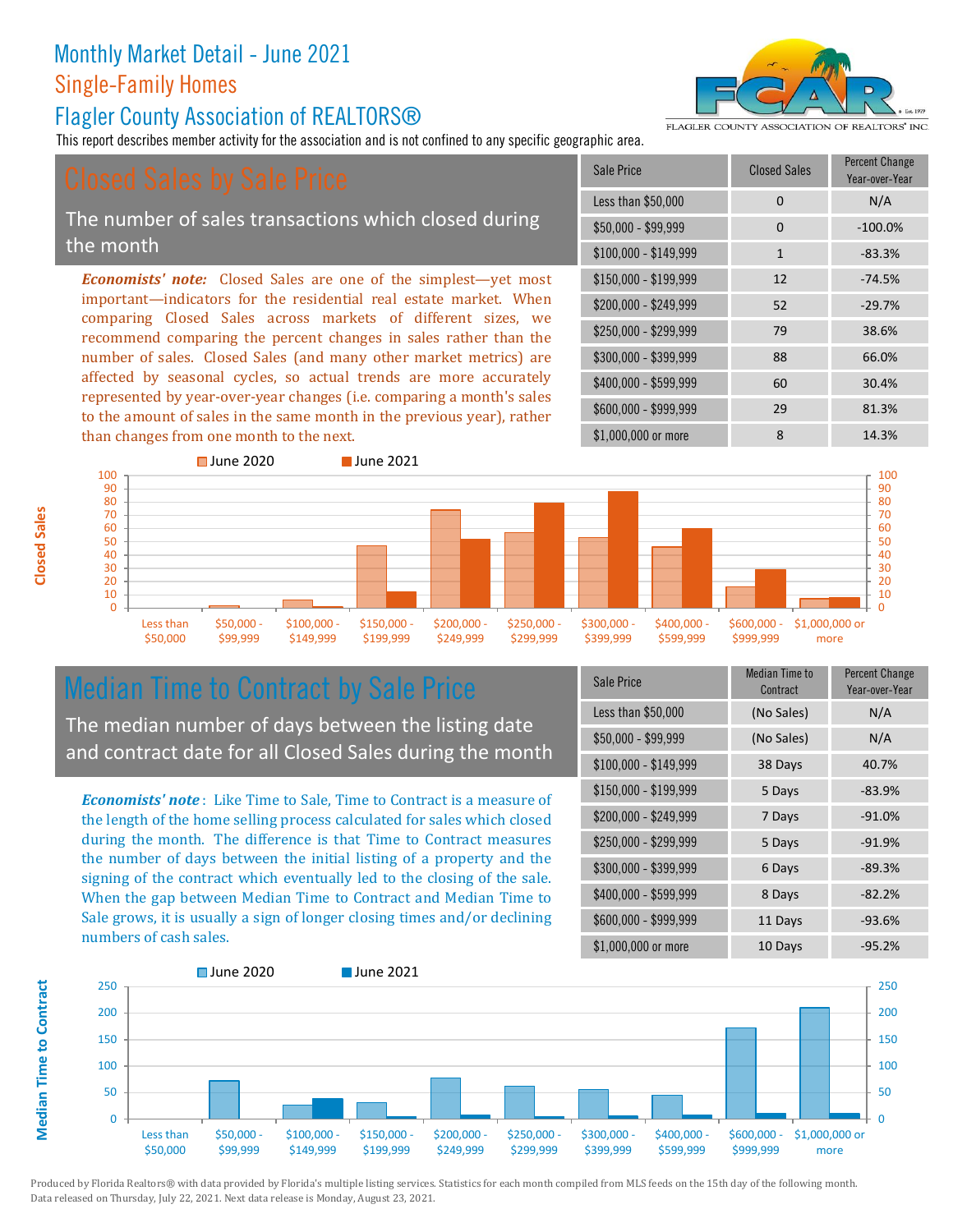# Monthly Market Detail - June 2021

## Single-Family Homes

## Flagler County Association of REALTORS®

This report describes member activity for the association and is not confined to any specific geographic area.

## Closed Sales by Sale Price

The number of sales transactions which closed during the month

***Economists' note:*** Closed Sales are one of the simplest—yet most important—indicators for the residential real estate market. When comparing Closed Sales across markets of different sizes, we recommend comparing the percent changes in sales rather than the number of sales. Closed Sales (and many other market metrics) are affected by seasonal cycles, so actual trends are more accurately represented by year-over-year changes (i.e. comparing a month's sales to the amount of sales in the same month in the previous year), rather than changes from one month to the next.

| Sale Price | Closed Sales | Percent Change Year-over-Year |
|---|---|---|
| Less than $50,000 | 0 | N/A |
| $50,000 - $99,999 | 0 | -100.0% |
| $100,000 - $149,999 | 1 | -83.3% |
| $150,000 - $199,999 | 12 | -74.5% |
| $200,000 - $249,999 | 52 | -29.7% |
| $250,000 - $299,999 | 79 | 38.6% |
| $300,000 - $399,999 | 88 | 66.0% |
| $400,000 - $599,999 | 60 | 30.4% |
| $600,000 - $999,999 | 29 | 81.3% |
| $1,000,000 or more | 8 | 14.3% |

## Median Time to Contract by Sale Price

The median number of days between the listing date and contract date for all Closed Sales during the month

***Economists' note*** : Like Time to Sale, Time to Contract is a measure of the length of the home selling process calculated for sales which closed during the month. The difference is that Time to Contract measures the number of days between the initial listing of a property and the signing of the contract which eventually led to the closing of the sale. When the gap between Median Time to Contract and Median Time to Sale grows, it is usually a sign of longer closing times and/or declining numbers of cash sales.

| Sale Price | Median Time to Contract | Percent Change Year-over-Year |
|---|---|---|
| Less than $50,000 | (No Sales) | N/A |
| $50,000 - $99,999 | (No Sales) | N/A |
| $100,000 - $149,999 | 38 Days | 40.7% |
| $150,000 - $199,999 | 5 Days | -83.9% |
| $200,000 - $249,999 | 7 Days | -91.0% |
| $250,000 - $299,999 | 5 Days | -91.9% |
| $300,000 - $399,999 | 6 Days | -89.3% |
| $400,000 - $599,999 | 8 Days | -82.2% |
| $600,000 - $999,999 | 11 Days | -93.6% |
| $1,000,000 or more | 10 Days | -95.2% |

Produced by Florida Realtors® with data provided by Florida's multiple listing services. Statistics for each month compiled from MLS feeds on the 15th day of the following month. Data released on Thursday, July 22, 2021. Next data release is Monday, August 23, 2021.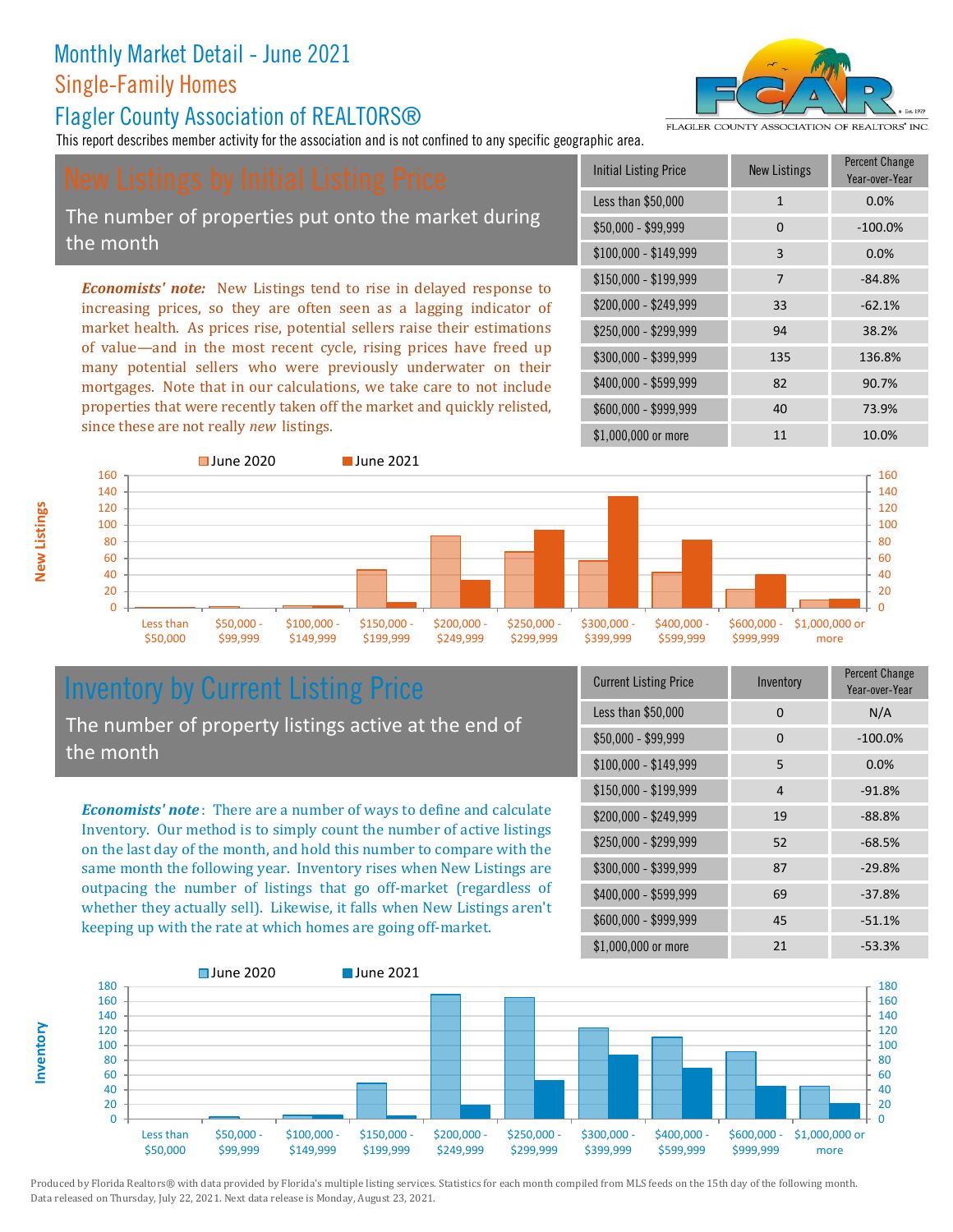# Monthly Market Detail - June 2021

## Single-Family Homes

## Flagler County Association of REALTORS®

This report describes member activity for the association and is not confined to any specific geographic area.

## New Listings by Initial Listing Price

The number of properties put onto the market during the month

***Economists' note:*** New Listings tend to rise in delayed response to increasing prices, so they are often seen as a lagging indicator of market health. As prices rise, potential sellers raise their estimations of value—and in the most recent cycle, rising prices have freed up many potential sellers who were previously underwater on their mortgages. Note that in our calculations, we take care to not include properties that were recently taken off the market and quickly relisted, since these are not really *new* listings.

| Initial Listing Price | New Listings | Percent Change Year-over-Year |
|---|---|---|
| Less than $50,000 | 1 | 0.0% |
| $50,000 - $99,999 | 0 | -100.0% |
| $100,000 - $149,999 | 3 | 0.0% |
| $150,000 - $199,999 | 7 | -84.8% |
| $200,000 - $249,999 | 33 | -62.1% |
| $250,000 - $299,999 | 94 | 38.2% |
| $300,000 - $399,999 | 135 | 136.8% |
| $400,000 - $599,999 | 82 | 90.7% |
| $600,000 - $999,999 | 40 | 73.9% |
| $1,000,000 or more | 11 | 10.0% |

## Inventory by Current Listing Price

The number of property listings active at the end of the month

***Economists' note*:** There are a number of ways to define and calculate Inventory. Our method is to simply count the number of active listings on the last day of the month, and hold this number to compare with the same month the following year. Inventory rises when New Listings are outpacing the number of listings that go off-market (regardless of whether they actually sell). Likewise, it falls when New Listings aren't keeping up with the rate at which homes are going off-market.

| Current Listing Price | Inventory | Percent Change Year-over-Year |
|---|---|---|
| Less than $50,000 | 0 | N/A |
| $50,000 - $99,999 | 0 | -100.0% |
| $100,000 - $149,999 | 5 | 0.0% |
| $150,000 - $199,999 | 4 | -91.8% |
| $200,000 - $249,999 | 19 | -88.8% |
| $250,000 - $299,999 | 52 | -68.5% |
| $300,000 - $399,999 | 87 | -29.8% |
| $400,000 - $599,999 | 69 | -37.8% |
| $600,000 - $999,999 | 45 | -51.1% |
| $1,000,000 or more | 21 | -53.3% |

Produced by Florida Realtors® with data provided by Florida's multiple listing services. Statistics for each month compiled from MLS feeds on the 15th day of the following month. Data released on Thursday, July 22, 2021. Next data release is Monday, August 23, 2021.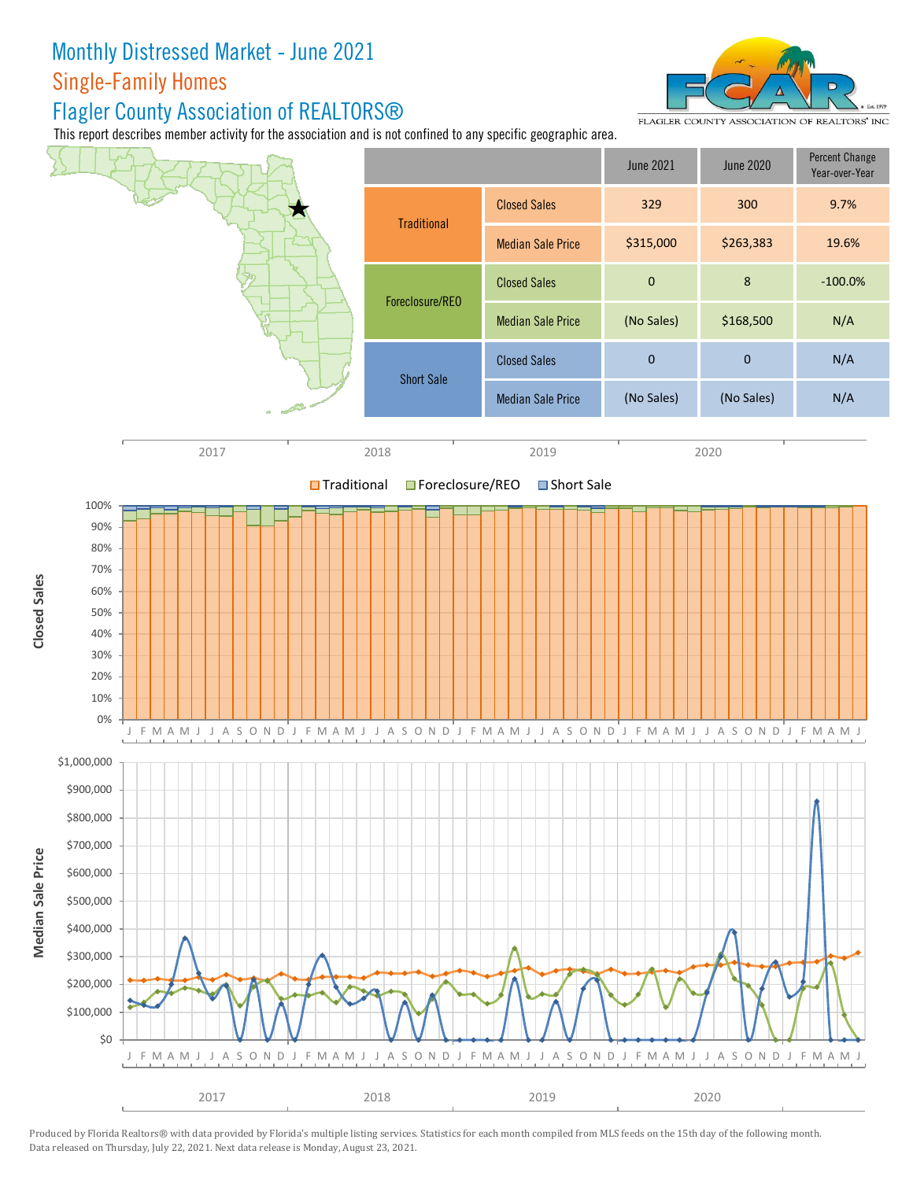# Monthly Distressed Market - June 2021

## Single-Family Homes

## Flagler County Association of REALTORS®

FCAR
FLAGLER COUNTY ASSOCIATION OF REALTORS® INC.

This report describes member activity for the association and is not confined to any specific geographic area.

| | | June 2021 | June 2020 | Percent Change Year-over-Year |
|---|---|---|---|---|
| Traditional | Closed Sales | 329 | 300 | 9.7% |
| | Median Sale Price | $315,000 | $263,383 | 19.6% |
| Foreclosure/REO | Closed Sales | 0 | 8 | -100.0% |
| | Median Sale Price | (No Sales) | $168,500 | N/A |
| Short Sale | Closed Sales | 0 | 0 | N/A |
| | Median Sale Price | (No Sales) | (No Sales) | N/A |

2017 2018 2019 2020

Traditional Foreclosure/REO Short Sale

Closed Sales

100% 90% 80% 70% 60% 50% 40% 30% 20% 10% 0%

J F M A M J J A S O N D J F M A M J J A S O N D J F M A M J J A S O N D J F M A M J J A S O N D J F M A M J

Median Sale Price

$1,000,000 $900,000 $800,000 $700,000 $600,000 $500,000 $400,000 $300,000 $200,000 $100,000 $0

J F M A M J J A S O N D J F M A M J J A S O N D J F M A M J J A S O N D J F M A M J J A S O N D J F M A M J

2017 2018 2019 2020

Produced by Florida Realtors® with data provided by Florida's multiple listing services. Statistics for each month compiled from MLS feeds on the 15th day of the following month. Data released on Thursday, July 22, 2021. Next data release is Monday, August 23, 2021.